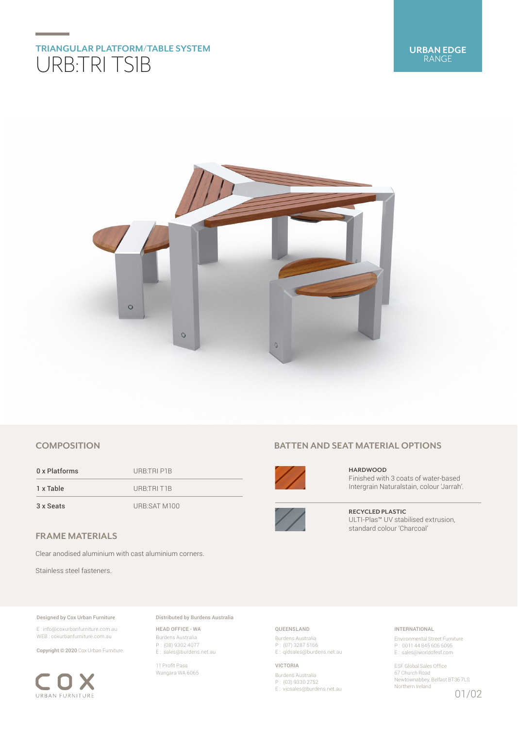## TRIANGULAR PLATFORM/TABLE SYSTEM

# URB:TRI TS1B

**URBAN EDGE** RANGE

## COMPOSITION

| | |
|---|---|
| 0 x Platforms | URB:TRI P1B |
| 1 x Table | URB:TRI T1B |
| 3 x Seats | URB:SAT M100 |

## FRAME MATERIALS

Clear anodised aluminium with cast aluminium corners.

Stainless steel fasteners.

## BATTEN AND SEAT MATERIAL OPTIONS

**HARDWOOD**
Finished with 3 coats of water-based Intergrain Naturalstain, colour 'Jarrah'.

**RECYCLED PLASTIC**
ULTI-Plas™ UV stabilised extrusion, standard colour 'Charcoal'

**Designed by Cox Urban Furniture**

E : info@coxurbanfurniture.com.au
WEB : coxurbanfurniture.com.au

**Copyright © 2020** Cox Urban Furniture.

COX URBAN FURNITURE

**Distributed by Burdens Australia**

HEAD OFFICE - WA
Burdens Australia
P : (08) 9302 4077
E : sales@burdens.net.au

11 Profit Pass
Wangara WA 6065

QUEENSLAND
Burdens Australia
P : (07) 3287 5166
E : qldsales@burdens.net.au

VICTORIA
Burdens Australia
P : (03) 9330 2752
E : vicsales@burdens.net.au

INTERNATIONAL
Environmental Street Furniture
P : 0011 44 845 606 6095
E : sales@worldofesf.com

ESF Global Sales Office
67 Church Road
Newtownabbey, Belfast BT36 7LS
Northern Ireland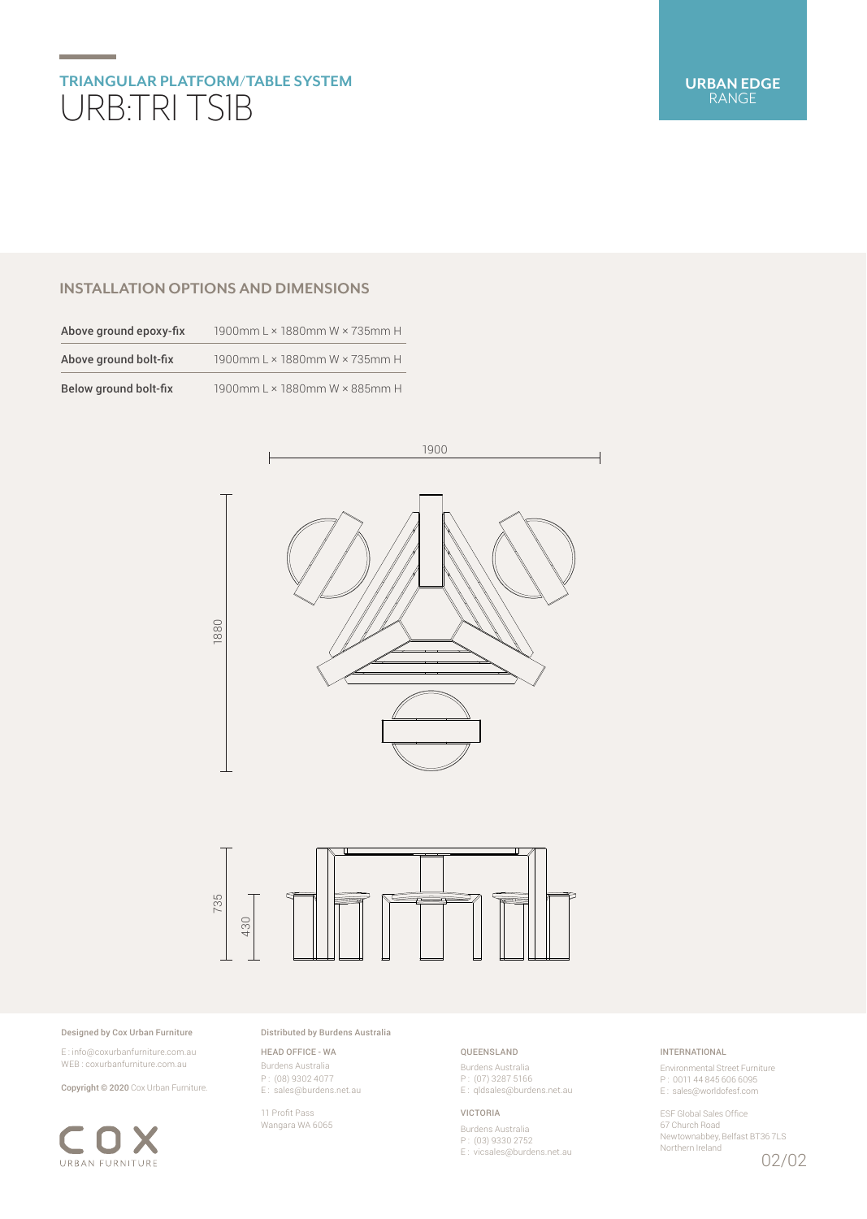## TRIANGULAR PLATFORM/TABLE SYSTEM

# URB:TRI TS1B

**URBAN EDGE** RANGE

## INSTALLATION OPTIONS AND DIMENSIONS

| | |
|---|---|
| Above ground epoxy-fix | 1900mm L × 1880mm W × 735mm H |
| Above ground bolt-fix | 1900mm L × 1880mm W × 735mm H |
| Below ground bolt-fix | 1900mm L × 1880mm W × 885mm H |

1900

1880

735

430

**Designed by Cox Urban Furniture**

E : info@coxurbanfurniture.com.au
WEB : coxurbanfurniture.com.au

**Copyright © 2020** Cox Urban Furniture.

COX URBAN FURNITURE

**Distributed by Burdens Australia**

HEAD OFFICE - WA
Burdens Australia
P : (08) 9302 4077
E : sales@burdens.net.au

11 Profit Pass
Wangara WA 6065

QUEENSLAND
Burdens Australia
P : (07) 3287 5166
E : qldsales@burdens.net.au

VICTORIA
Burdens Australia
P : (03) 9330 2752
E : vicsales@burdens.net.au

INTERNATIONAL
Environmental Street Furniture
P : 0011 44 845 606 6095
E : sales@worldofesf.com

ESF Global Sales Office
67 Church Road
Newtownabbey, Belfast BT36 7LS
Northern Ireland